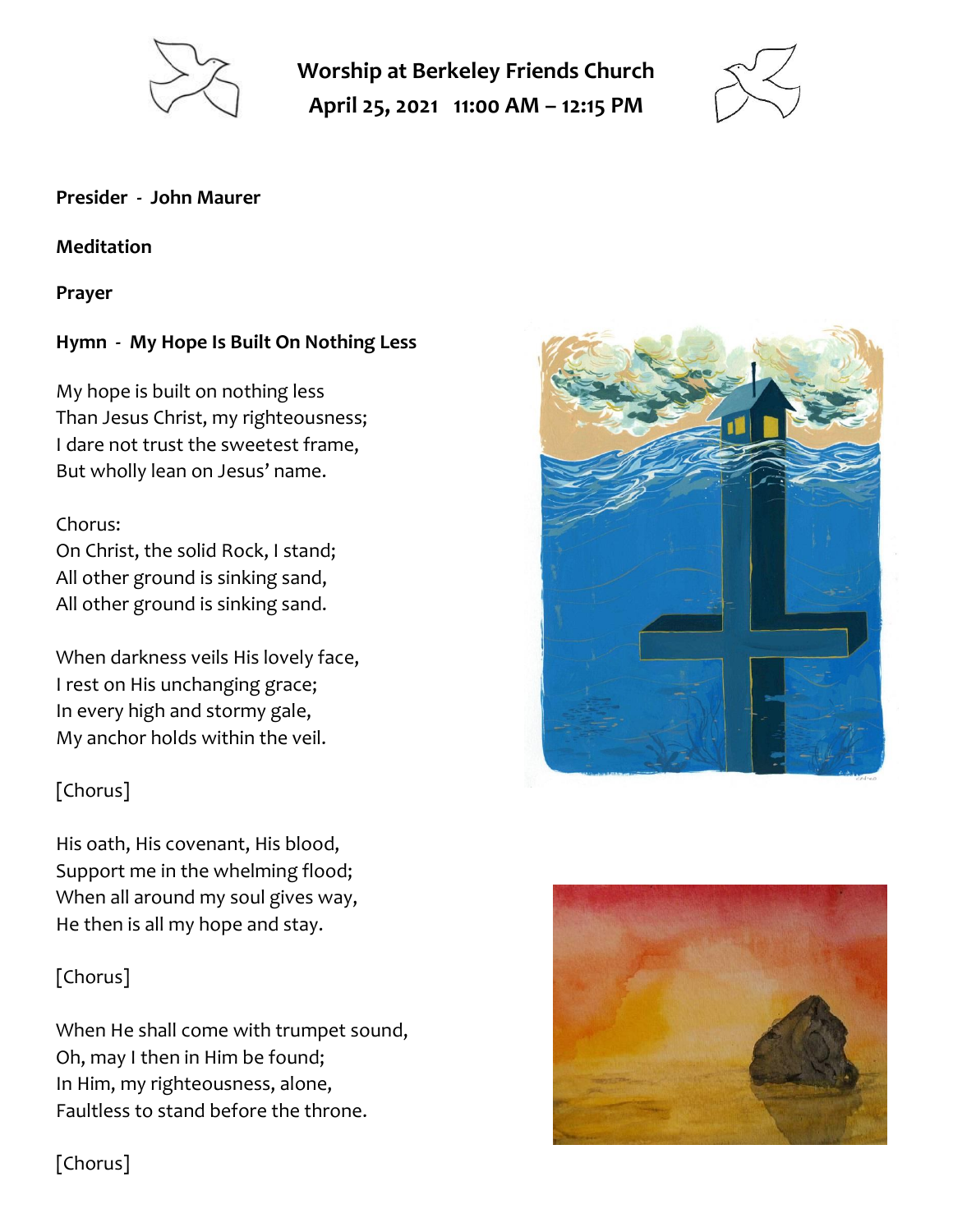# Worship at Berkeley Friends Church
## April 25, 2021   11:00 AM – 12:15 PM

**Presider - John Maurer**

**Meditation**

**Prayer**

**Hymn - My Hope Is Built On Nothing Less**

My hope is built on nothing less
Than Jesus Christ, my righteousness;
I dare not trust the sweetest frame,
But wholly lean on Jesus' name.

Chorus:
On Christ, the solid Rock, I stand;
All other ground is sinking sand,
All other ground is sinking sand.

When darkness veils His lovely face,
I rest on His unchanging grace;
In every high and stormy gale,
My anchor holds within the veil.

[Chorus]

His oath, His covenant, His blood,
Support me in the whelming flood;
When all around my soul gives way,
He then is all my hope and stay.

[Chorus]

When He shall come with trumpet sound,
Oh, may I then in Him be found;
In Him, my righteousness, alone,
Faultless to stand before the throne.

[Chorus]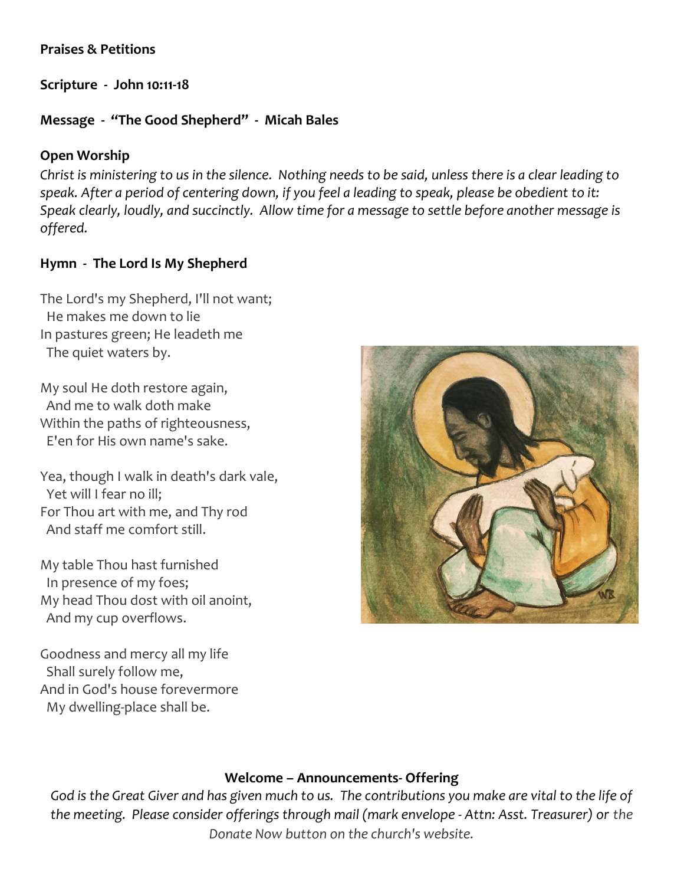**Praises & Petitions**

**Scripture - John 10:11-18**

**Message - "The Good Shepherd" - Micah Bales**

**Open Worship**

*Christ is ministering to us in the silence. Nothing needs to be said, unless there is a clear leading to speak. After a period of centering down, if you feel a leading to speak, please be obedient to it: Speak clearly, loudly, and succinctly. Allow time for a message to settle before another message is offered.*

**Hymn - The Lord Is My Shepherd**

The Lord's my Shepherd, I'll not want;
He makes me down to lie
In pastures green; He leadeth me
The quiet waters by.

My soul He doth restore again,
And me to walk doth make
Within the paths of righteousness,
E'en for His own name's sake.

Yea, though I walk in death's dark vale,
Yet will I fear no ill;
For Thou art with me, and Thy rod
And staff me comfort still.

My table Thou hast furnished
In presence of my foes;
My head Thou dost with oil anoint,
And my cup overflows.

Goodness and mercy all my life
Shall surely follow me,
And in God's house forevermore
My dwelling-place shall be.

**Welcome – Announcements- Offering**

*God is the Great Giver and has given much to us. The contributions you make are vital to the life of the meeting. Please consider offerings through mail (mark envelope - Attn: Asst. Treasurer) or the Donate Now button on the church's website.*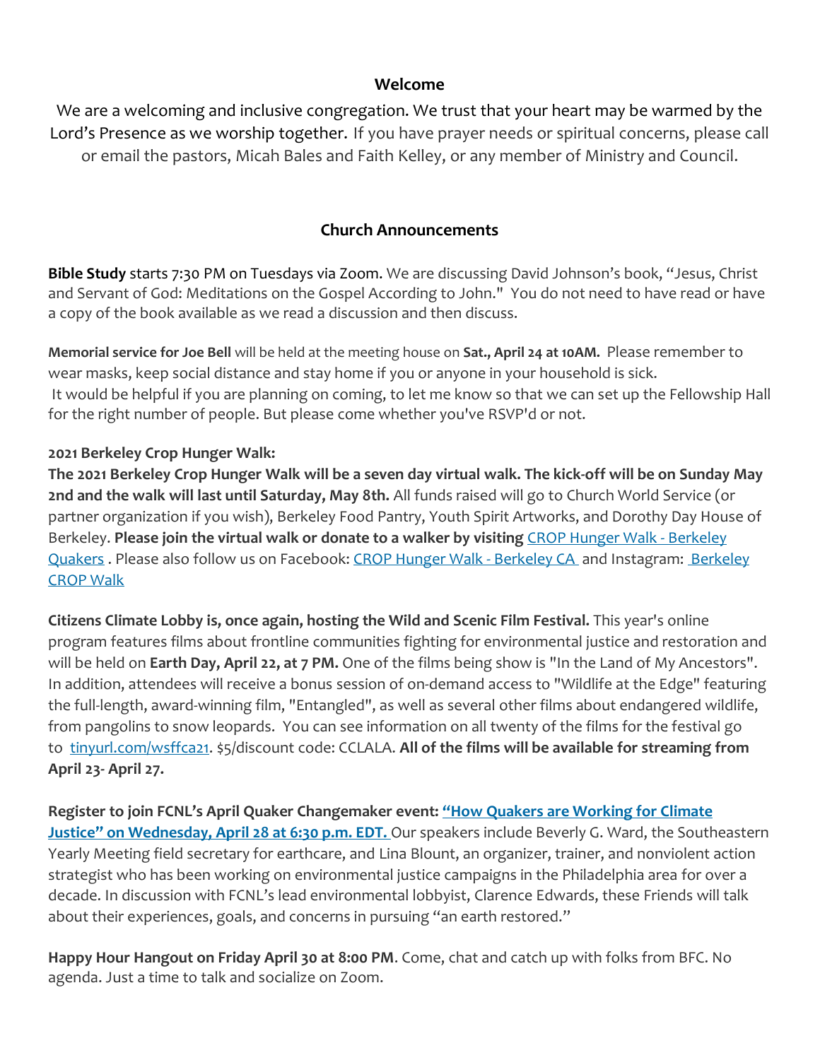## Welcome

We are a welcoming and inclusive congregation. We trust that your heart may be warmed by the Lord's Presence as we worship together. If you have prayer needs or spiritual concerns, please call or email the pastors, Micah Bales and Faith Kelley, or any member of Ministry and Council.

## Church Announcements

**Bible Study** starts 7:30 PM on Tuesdays via Zoom. We are discussing David Johnson's book, "Jesus, Christ and Servant of God: Meditations on the Gospel According to John." You do not need to have read or have a copy of the book available as we read a discussion and then discuss.

**Memorial service for Joe Bell** will be held at the meeting house on **Sat., April 24 at 10AM.** Please remember to wear masks, keep social distance and stay home if you or anyone in your household is sick. It would be helpful if you are planning on coming, to let me know so that we can set up the Fellowship Hall for the right number of people. But please come whether you've RSVP'd or not.

**2021 Berkeley Crop Hunger Walk:**
**The 2021 Berkeley Crop Hunger Walk will be a seven day virtual walk. The kick-off will be on Sunday May 2nd and the walk will last until Saturday, May 8th.** All funds raised will go to Church World Service (or partner organization if you wish), Berkeley Food Pantry, Youth Spirit Artworks, and Dorothy Day House of Berkeley. **Please join the virtual walk or donate to a walker by visiting** CROP Hunger Walk - Berkeley Quakers . Please also follow us on Facebook: CROP Hunger Walk - Berkeley CA and Instagram: Berkeley CROP Walk

**Citizens Climate Lobby is, once again, hosting the Wild and Scenic Film Festival.** This year's online program features films about frontline communities fighting for environmental justice and restoration and will be held on **Earth Day, April 22, at 7 PM.** One of the films being show is "In the Land of My Ancestors". In addition, attendees will receive a bonus session of on-demand access to "Wildlife at the Edge" featuring the full-length, award-winning film, "Entangled", as well as several other films about endangered wildlife, from pangolins to snow leopards. You can see information on all twenty of the films for the festival go to tinyurl.com/wsffca21. $5/discount code: CCLALA. **All of the films will be available for streaming from April 23- April 27.**

**Register to join FCNL's April Quaker Changemaker event: "How Quakers are Working for Climate Justice" on Wednesday, April 28 at 6:30 p.m. EDT.** Our speakers include Beverly G. Ward, the Southeastern Yearly Meeting field secretary for earthcare, and Lina Blount, an organizer, trainer, and nonviolent action strategist who has been working on environmental justice campaigns in the Philadelphia area for over a decade. In discussion with FCNL's lead environmental lobbyist, Clarence Edwards, these Friends will talk about their experiences, goals, and concerns in pursuing "an earth restored."

**Happy Hour Hangout on Friday April 30 at 8:00 PM**. Come, chat and catch up with folks from BFC. No agenda. Just a time to talk and socialize on Zoom.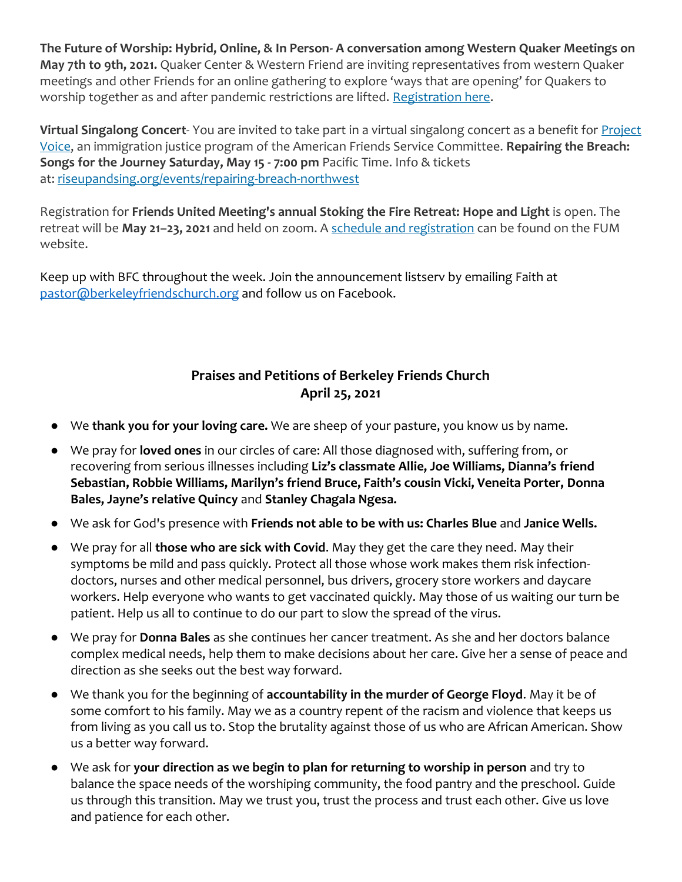**The Future of Worship: Hybrid, Online, & In Person- A conversation among Western Quaker Meetings on May 7th to 9th, 2021.** Quaker Center & Western Friend are inviting representatives from western Quaker meetings and other Friends for an online gathering to explore 'ways that are opening' for Quakers to worship together as and after pandemic restrictions are lifted. [Registration here].

**Virtual Singalong Concert**- You are invited to take part in a virtual singalong concert as a benefit for [Project Voice], an immigration justice program of the American Friends Service Committee. **Repairing the Breach: Songs for the Journey Saturday, May 15 - 7:00 pm** Pacific Time. Info & tickets at: riseupandsing.org/events/repairing-breach-northwest

Registration for **Friends United Meeting's annual Stoking the Fire Retreat: Hope and Light** is open. The retreat will be **May 21–23, 2021** and held on zoom. A [schedule and registration] can be found on the FUM website.

Keep up with BFC throughout the week. Join the announcement listserv by emailing Faith at pastor@berkeleyfriendschurch.org and follow us on Facebook.

## Praises and Petitions of Berkeley Friends Church
## April 25, 2021

- We **thank you for your loving care.** We are sheep of your pasture, you know us by name.
- We pray for **loved ones** in our circles of care: All those diagnosed with, suffering from, or recovering from serious illnesses including **Liz's classmate Allie, Joe Williams, Dianna's friend Sebastian, Robbie Williams, Marilyn's friend Bruce, Faith's cousin Vicki, Veneita Porter, Donna Bales, Jayne's relative Quincy** and **Stanley Chagala Ngesa.**
- We ask for God's presence with **Friends not able to be with us: Charles Blue** and **Janice Wells.**
- We pray for all **those who are sick with Covid**. May they get the care they need. May their symptoms be mild and pass quickly. Protect all those whose work makes them risk infection- doctors, nurses and other medical personnel, bus drivers, grocery store workers and daycare workers. Help everyone who wants to get vaccinated quickly. May those of us waiting our turn be patient. Help us all to continue to do our part to slow the spread of the virus.
- We pray for **Donna Bales** as she continues her cancer treatment. As she and her doctors balance complex medical needs, help them to make decisions about her care. Give her a sense of peace and direction as she seeks out the best way forward.
- We thank you for the beginning of **accountability in the murder of George Floyd**. May it be of some comfort to his family. May we as a country repent of the racism and violence that keeps us from living as you call us to. Stop the brutality against those of us who are African American. Show us a better way forward.
- We ask for **your direction as we begin to plan for returning to worship in person** and try to balance the space needs of the worshiping community, the food pantry and the preschool. Guide us through this transition. May we trust you, trust the process and trust each other. Give us love and patience for each other.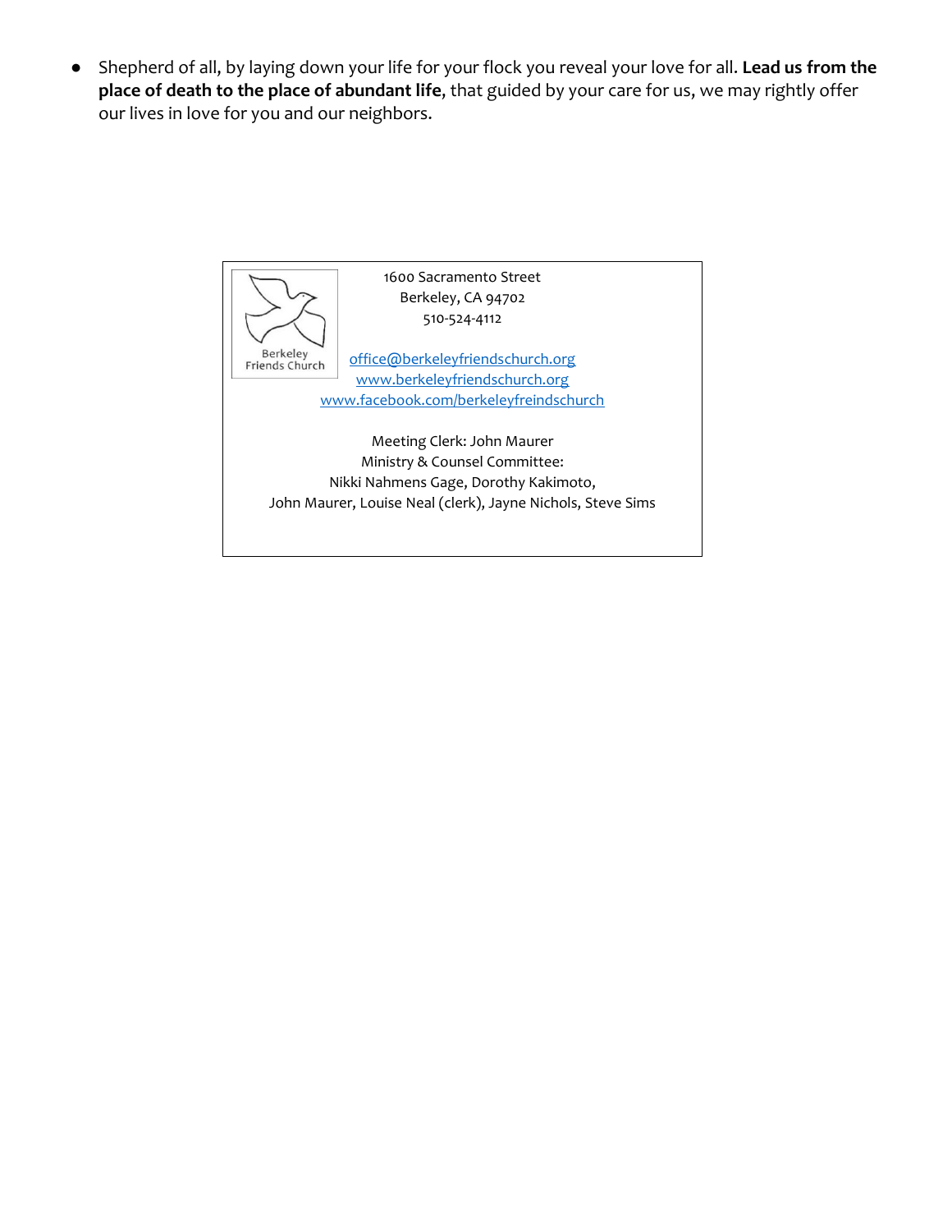- Shepherd of all, by laying down your life for your flock you reveal your love for all. **Lead us from the place of death to the place of abundant life**, that guided by your care for us, we may rightly offer our lives in love for you and our neighbors.

Berkeley Friends Church

1600 Sacramento Street
Berkeley, CA 94702
510-524-4112

office@berkeleyfriendschurch.org
www.berkeleyfriendschurch.org
www.facebook.com/berkeleyfreindschurch

Meeting Clerk: John Maurer
Ministry & Counsel Committee:
Nikki Nahmens Gage, Dorothy Kakimoto,
John Maurer, Louise Neal (clerk), Jayne Nichols, Steve Sims